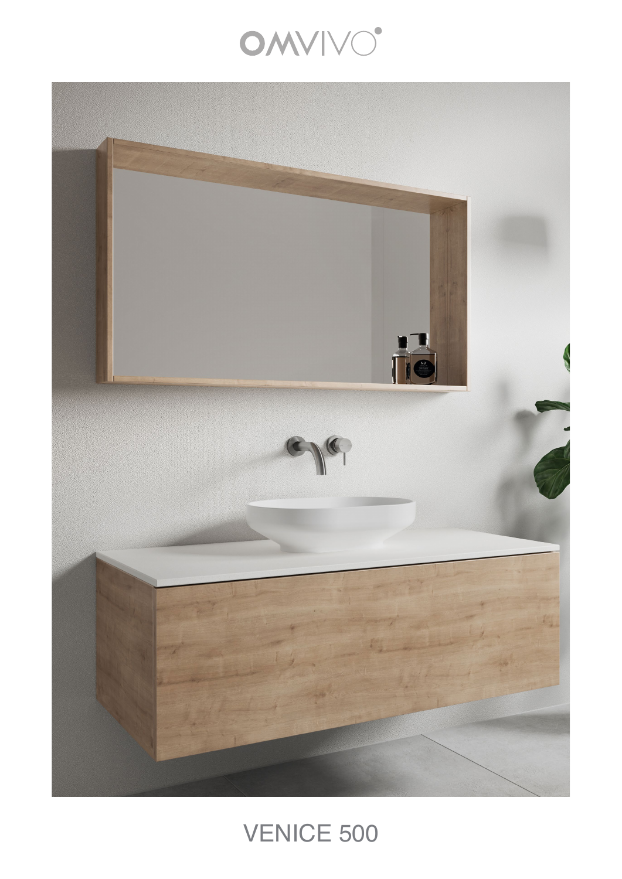OMVIVO

# VENICE 500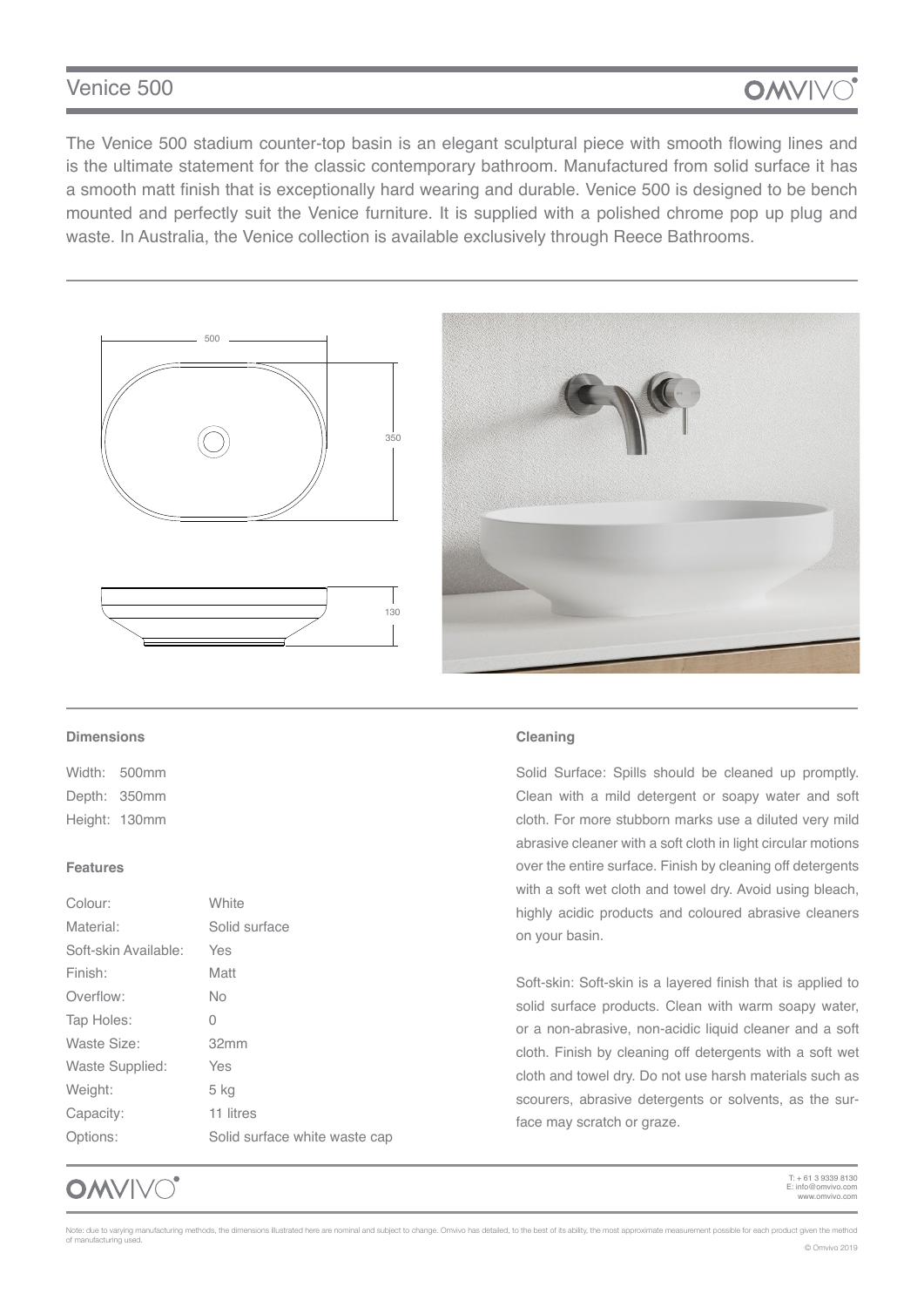# Venice 500

The Venice 500 stadium counter-top basin is an elegant sculptural piece with smooth flowing lines and is the ultimate statement for the classic contemporary bathroom. Manufactured from solid surface it has a smooth matt finish that is exceptionally hard wearing and durable. Venice 500 is designed to be bench mounted and perfectly suit the Venice furniture. It is supplied with a polished chrome pop up plug and waste. In Australia, the Venice collection is available exclusively through Reece Bathrooms.

500

350

130

### Dimensions

Width: 500mm
Depth: 350mm
Height: 130mm

### Features

| | |
|---|---|
| Colour: | White |
| Material: | Solid surface |
| Soft-skin Available: | Yes |
| Finish: | Matt |
| Overflow: | No |
| Tap Holes: | 0 |
| Waste Size: | 32mm |
| Waste Supplied: | Yes |
| Weight: | 5 kg |
| Capacity: | 11 litres |
| Options: | Solid surface white waste cap |

### Cleaning

Solid Surface: Spills should be cleaned up promptly. Clean with a mild detergent or soapy water and soft cloth. For more stubborn marks use a diluted very mild abrasive cleaner with a soft cloth in light circular motions over the entire surface. Finish by cleaning off detergents with a soft wet cloth and towel dry. Avoid using bleach, highly acidic products and coloured abrasive cleaners on your basin.

Soft-skin: Soft-skin is a layered finish that is applied to solid surface products. Clean with warm soapy water, or a non-abrasive, non-acidic liquid cleaner and a soft cloth. Finish by cleaning off detergents with a soft wet cloth and towel dry. Do not use harsh materials such as scourers, abrasive detergents or solvents, as the surface may scratch or graze.

T: + 61 3 9339 8130
E: info@omvivo.com
www.omvivo.com

Note: due to varying manufacturing methods, the dimensions illustrated here are nominal and subject to change. Omvivo has detailed, to the best of its ability, the most approximate measurement possible for each product given the method of manufacturing used.

© Omvivo 2019